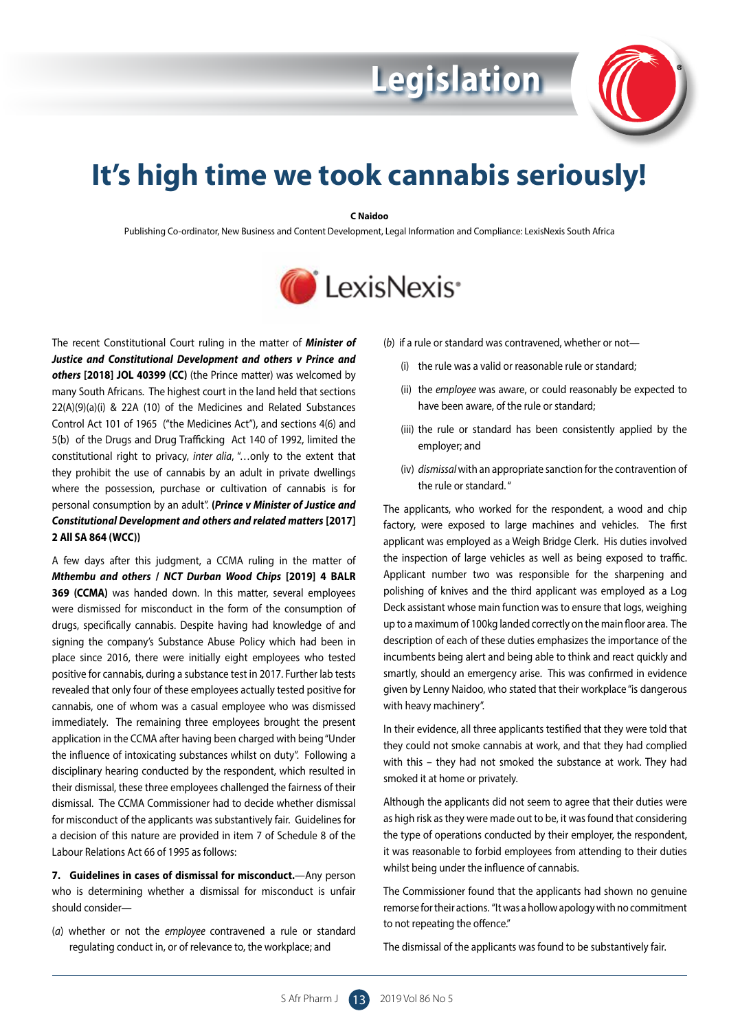Legislation

# It's high time we took cannabis seriously!

**C Naidoo**

Publishing Co-ordinator, New Business and Content Development, Legal Information and Compliance: LexisNexis South Africa

LexisNexis®

The recent Constitutional Court ruling in the matter of ***Minister of Justice and Constitutional Development and others v Prince and others* [2018] JOL 40399 (CC)** (the Prince matter) was welcomed by many South Africans. The highest court in the land held that sections 22(A)(9)(a)(i) & 22A (10) of the Medicines and Related Substances Control Act 101 of 1965 ("the Medicines Act"), and sections 4(6) and 5(b) of the Drugs and Drug Trafficking Act 140 of 1992, limited the constitutional right to privacy, *inter alia*, "…only to the extent that they prohibit the use of cannabis by an adult in private dwellings where the possession, purchase or cultivation of cannabis is for personal consumption by an adult". **(*Prince v Minister of Justice and Constitutional Development and others and related matters* [2017] 2 All SA 864 (WCC))**

A few days after this judgment, a CCMA ruling in the matter of ***Mthembu and others / NCT Durban Wood Chips* [2019] 4 BALR 369 (CCMA)** was handed down. In this matter, several employees were dismissed for misconduct in the form of the consumption of drugs, specifically cannabis. Despite having had knowledge of and signing the company's Substance Abuse Policy which had been in place since 2016, there were initially eight employees who tested positive for cannabis, during a substance test in 2017. Further lab tests revealed that only four of these employees actually tested positive for cannabis, one of whom was a casual employee who was dismissed immediately. The remaining three employees brought the present application in the CCMA after having been charged with being "Under the influence of intoxicating substances whilst on duty". Following a disciplinary hearing conducted by the respondent, which resulted in their dismissal, these three employees challenged the fairness of their dismissal. The CCMA Commissioner had to decide whether dismissal for misconduct of the applicants was substantively fair. Guidelines for a decision of this nature are provided in item 7 of Schedule 8 of the Labour Relations Act 66 of 1995 as follows:

**7. Guidelines in cases of dismissal for misconduct.**—Any person who is determining whether a dismissal for misconduct is unfair should consider—

(*a*) whether or not the *employee* contravened a rule or standard regulating conduct in, or of relevance to, the workplace; and

(*b*) if a rule or standard was contravened, whether or not—

(i) the rule was a valid or reasonable rule or standard;

(ii) the *employee* was aware, or could reasonably be expected to have been aware, of the rule or standard;

(iii) the rule or standard has been consistently applied by the employer; and

(iv) *dismissal* with an appropriate sanction for the contravention of the rule or standard."

The applicants, who worked for the respondent, a wood and chip factory, were exposed to large machines and vehicles. The first applicant was employed as a Weigh Bridge Clerk. His duties involved the inspection of large vehicles as well as being exposed to traffic. Applicant number two was responsible for the sharpening and polishing of knives and the third applicant was employed as a Log Deck assistant whose main function was to ensure that logs, weighing up to a maximum of 100kg landed correctly on the main floor area. The description of each of these duties emphasizes the importance of the incumbents being alert and being able to think and react quickly and smartly, should an emergency arise. This was confirmed in evidence given by Lenny Naidoo, who stated that their workplace "is dangerous with heavy machinery".

In their evidence, all three applicants testified that they were told that they could not smoke cannabis at work, and that they had complied with this – they had not smoked the substance at work. They had smoked it at home or privately.

Although the applicants did not seem to agree that their duties were as high risk as they were made out to be, it was found that considering the type of operations conducted by their employer, the respondent, it was reasonable to forbid employees from attending to their duties whilst being under the influence of cannabis.

The Commissioner found that the applicants had shown no genuine remorse for their actions. "It was a hollow apology with no commitment to not repeating the offence."

The dismissal of the applicants was found to be substantively fair.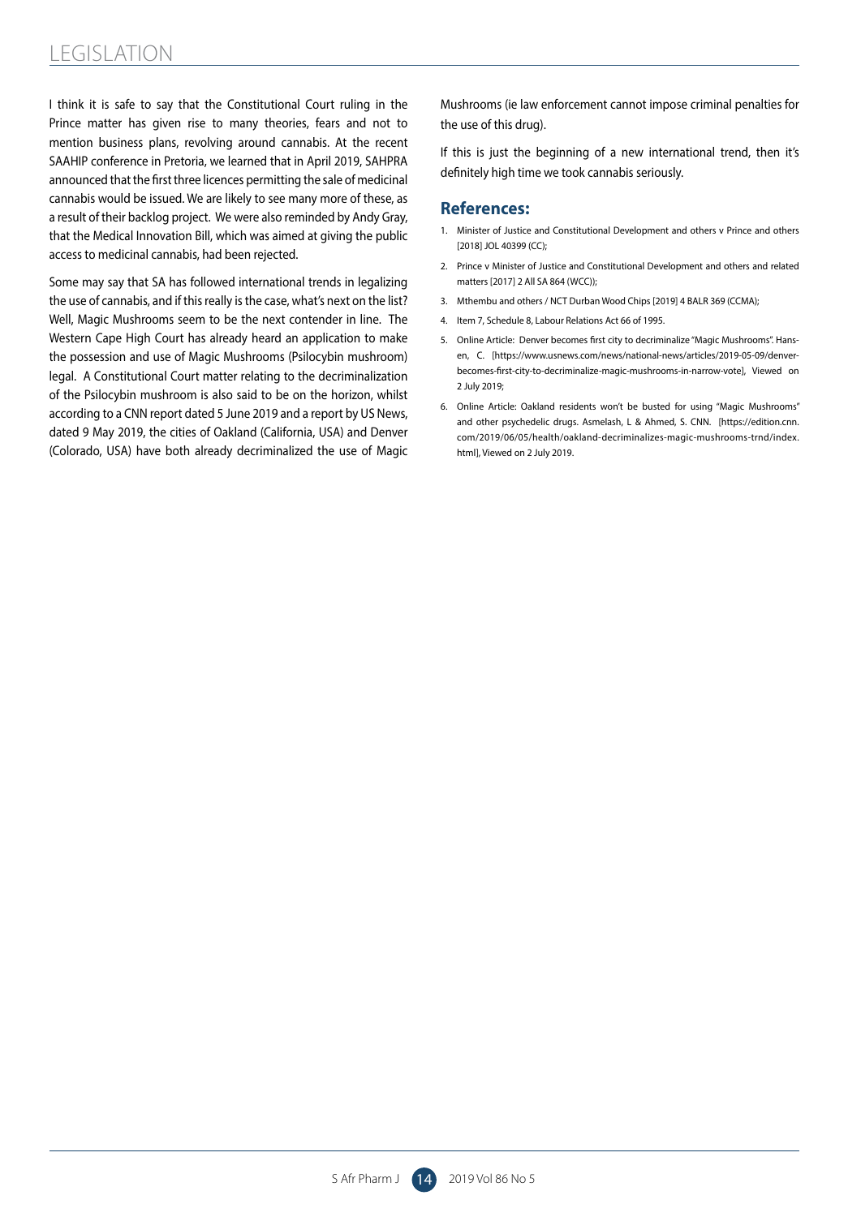I think it is safe to say that the Constitutional Court ruling in the Prince matter has given rise to many theories, fears and not to mention business plans, revolving around cannabis. At the recent SAAHIP conference in Pretoria, we learned that in April 2019, SAHPRA announced that the first three licences permitting the sale of medicinal cannabis would be issued. We are likely to see many more of these, as a result of their backlog project. We were also reminded by Andy Gray, that the Medical Innovation Bill, which was aimed at giving the public access to medicinal cannabis, had been rejected.

Some may say that SA has followed international trends in legalizing the use of cannabis, and if this really is the case, what's next on the list? Well, Magic Mushrooms seem to be the next contender in line. The Western Cape High Court has already heard an application to make the possession and use of Magic Mushrooms (Psilocybin mushroom) legal. A Constitutional Court matter relating to the decriminalization of the Psilocybin mushroom is also said to be on the horizon, whilst according to a CNN report dated 5 June 2019 and a report by US News, dated 9 May 2019, the cities of Oakland (California, USA) and Denver (Colorado, USA) have both already decriminalized the use of Magic Mushrooms (ie law enforcement cannot impose criminal penalties for the use of this drug).

If this is just the beginning of a new international trend, then it's definitely high time we took cannabis seriously.

## References:

1. Minister of Justice and Constitutional Development and others v Prince and others [2018] JOL 40399 (CC);
2. Prince v Minister of Justice and Constitutional Development and others and related matters [2017] 2 All SA 864 (WCC));
3. Mthembu and others / NCT Durban Wood Chips [2019] 4 BALR 369 (CCMA);
4. Item 7, Schedule 8, Labour Relations Act 66 of 1995.
5. Online Article: Denver becomes first city to decriminalize "Magic Mushrooms". Hansen, C. [https://www.usnews.com/news/national-news/articles/2019-05-09/denver-becomes-first-city-to-decriminalize-magic-mushrooms-in-narrow-vote], Viewed on 2 July 2019;
6. Online Article: Oakland residents won't be busted for using "Magic Mushrooms" and other psychedelic drugs. Asmelash, L & Ahmed, S. CNN. [https://edition.cnn.com/2019/06/05/health/oakland-decriminalizes-magic-mushrooms-trnd/index.html], Viewed on 2 July 2019.